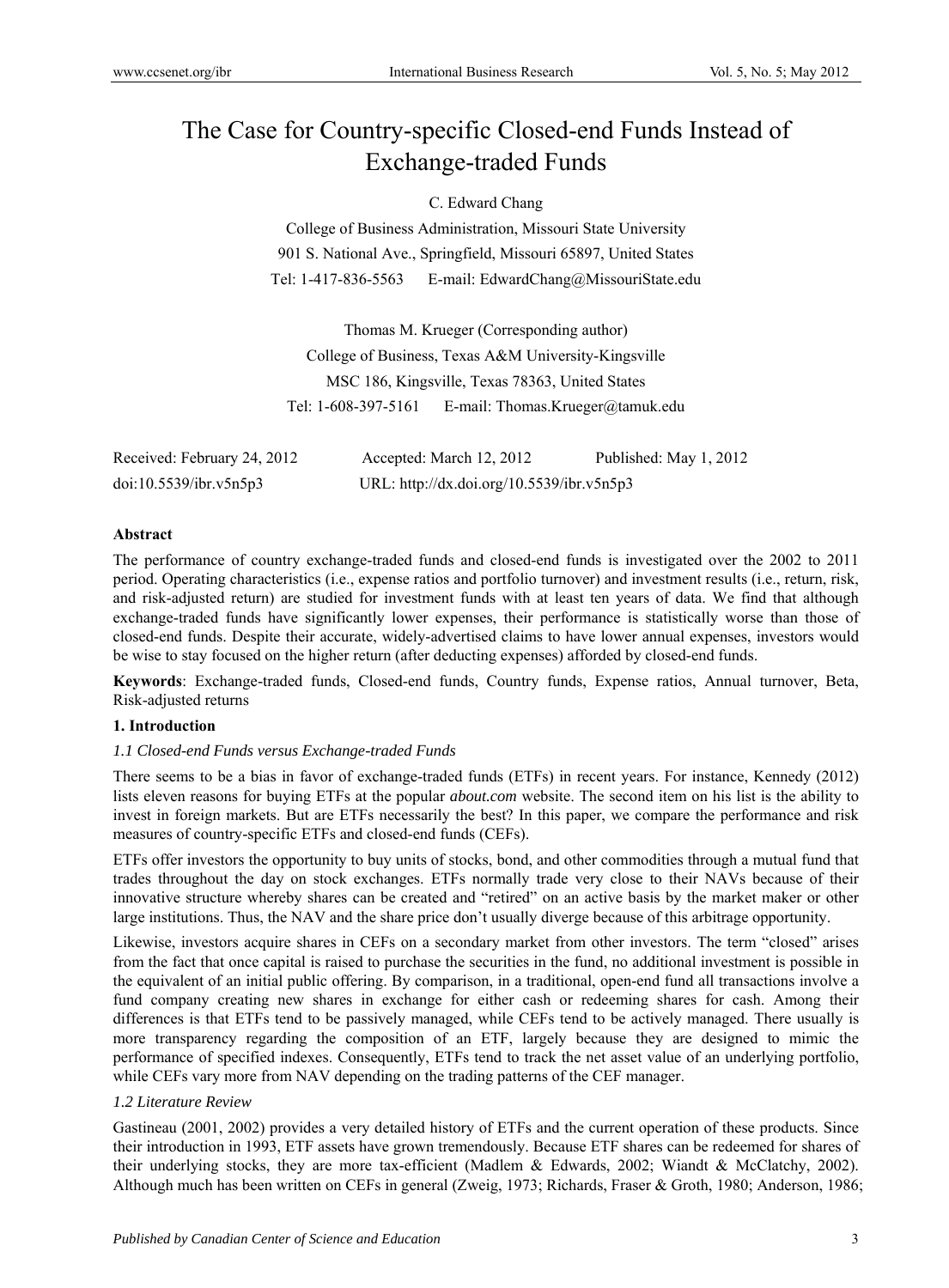# The Case for Country-specific Closed-end Funds Instead of Exchange-traded Funds

C. Edward Chang

College of Business Administration, Missouri State University

901 S. National Ave., Springfield, Missouri 65897, United States

Tel: 1-417-836-5563 E-mail: EdwardChang@MissouriState.edu

Thomas M. Krueger (Corresponding author)

College of Business, Texas A&M University-Kingsville

MSC 186, Kingsville, Texas 78363, United States

Tel: 1-608-397-5161 E-mail: Thomas.Krueger@tamuk.edu

Received: February 24, 2012 Accepted: March 12, 2012 Published: May 1, 2012

doi:10.5539/ibr.v5n5p3 URL: http://dx.doi.org/10.5539/ibr.v5n5p3

**Abstract**

The performance of country exchange-traded funds and closed-end funds is investigated over the 2002 to 2011 period. Operating characteristics (i.e., expense ratios and portfolio turnover) and investment results (i.e., return, risk, and risk-adjusted return) are studied for investment funds with at least ten years of data. We find that although exchange-traded funds have significantly lower expenses, their performance is statistically worse than those of closed-end funds. Despite their accurate, widely-advertised claims to have lower annual expenses, investors would be wise to stay focused on the higher return (after deducting expenses) afforded by closed-end funds.

**Keywords**: Exchange-traded funds, Closed-end funds, Country funds, Expense ratios, Annual turnover, Beta, Risk-adjusted returns

## 1. Introduction

### *1.1 Closed-end Funds versus Exchange-traded Funds*

There seems to be a bias in favor of exchange-traded funds (ETFs) in recent years. For instance, Kennedy (2012) lists eleven reasons for buying ETFs at the popular *about.com* website. The second item on his list is the ability to invest in foreign markets. But are ETFs necessarily the best? In this paper, we compare the performance and risk measures of country-specific ETFs and closed-end funds (CEFs).

ETFs offer investors the opportunity to buy units of stocks, bond, and other commodities through a mutual fund that trades throughout the day on stock exchanges. ETFs normally trade very close to their NAVs because of their innovative structure whereby shares can be created and "retired" on an active basis by the market maker or other large institutions. Thus, the NAV and the share price don't usually diverge because of this arbitrage opportunity.

Likewise, investors acquire shares in CEFs on a secondary market from other investors. The term "closed" arises from the fact that once capital is raised to purchase the securities in the fund, no additional investment is possible in the equivalent of an initial public offering. By comparison, in a traditional, open-end fund all transactions involve a fund company creating new shares in exchange for either cash or redeeming shares for cash. Among their differences is that ETFs tend to be passively managed, while CEFs tend to be actively managed. There usually is more transparency regarding the composition of an ETF, largely because they are designed to mimic the performance of specified indexes. Consequently, ETFs tend to track the net asset value of an underlying portfolio, while CEFs vary more from NAV depending on the trading patterns of the CEF manager.

### *1.2 Literature Review*

Gastineau (2001, 2002) provides a very detailed history of ETFs and the current operation of these products. Since their introduction in 1993, ETF assets have grown tremendously. Because ETF shares can be redeemed for shares of their underlying stocks, they are more tax-efficient (Madlem & Edwards, 2002; Wiandt & McClatchy, 2002). Although much has been written on CEFs in general (Zweig, 1973; Richards, Fraser & Groth, 1980; Anderson, 1986;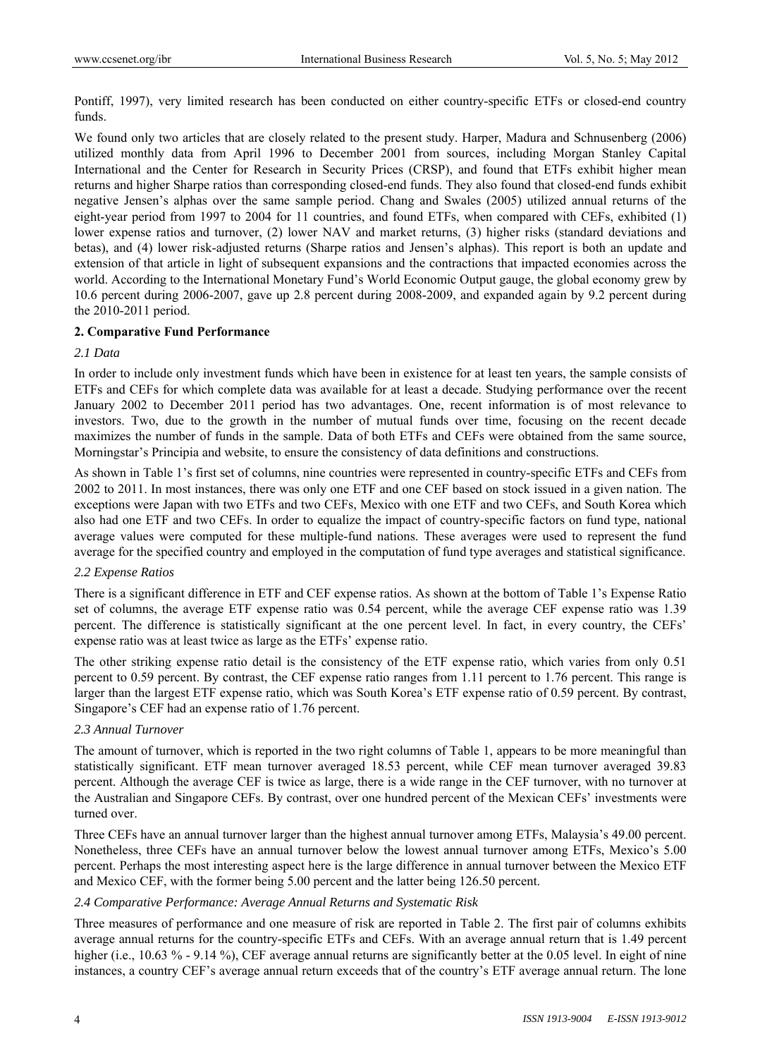Pontiff, 1997), very limited research has been conducted on either country-specific ETFs or closed-end country funds.

We found only two articles that are closely related to the present study. Harper, Madura and Schnusenberg (2006) utilized monthly data from April 1996 to December 2001 from sources, including Morgan Stanley Capital International and the Center for Research in Security Prices (CRSP), and found that ETFs exhibit higher mean returns and higher Sharpe ratios than corresponding closed-end funds. They also found that closed-end funds exhibit negative Jensen's alphas over the same sample period. Chang and Swales (2005) utilized annual returns of the eight-year period from 1997 to 2004 for 11 countries, and found ETFs, when compared with CEFs, exhibited (1) lower expense ratios and turnover, (2) lower NAV and market returns, (3) higher risks (standard deviations and betas), and (4) lower risk-adjusted returns (Sharpe ratios and Jensen's alphas). This report is both an update and extension of that article in light of subsequent expansions and the contractions that impacted economies across the world. According to the International Monetary Fund's World Economic Output gauge, the global economy grew by 10.6 percent during 2006-2007, gave up 2.8 percent during 2008-2009, and expanded again by 9.2 percent during the 2010-2011 period.

## 2. Comparative Fund Performance

### *2.1 Data*

In order to include only investment funds which have been in existence for at least ten years, the sample consists of ETFs and CEFs for which complete data was available for at least a decade. Studying performance over the recent January 2002 to December 2011 period has two advantages. One, recent information is of most relevance to investors. Two, due to the growth in the number of mutual funds over time, focusing on the recent decade maximizes the number of funds in the sample. Data of both ETFs and CEFs were obtained from the same source, Morningstar's Principia and website, to ensure the consistency of data definitions and constructions.

As shown in Table 1's first set of columns, nine countries were represented in country-specific ETFs and CEFs from 2002 to 2011. In most instances, there was only one ETF and one CEF based on stock issued in a given nation. The exceptions were Japan with two ETFs and two CEFs, Mexico with one ETF and two CEFs, and South Korea which also had one ETF and two CEFs. In order to equalize the impact of country-specific factors on fund type, national average values were computed for these multiple-fund nations. These averages were used to represent the fund average for the specified country and employed in the computation of fund type averages and statistical significance.

### *2.2 Expense Ratios*

There is a significant difference in ETF and CEF expense ratios. As shown at the bottom of Table 1's Expense Ratio set of columns, the average ETF expense ratio was 0.54 percent, while the average CEF expense ratio was 1.39 percent. The difference is statistically significant at the one percent level. In fact, in every country, the CEFs' expense ratio was at least twice as large as the ETFs' expense ratio.

The other striking expense ratio detail is the consistency of the ETF expense ratio, which varies from only 0.51 percent to 0.59 percent. By contrast, the CEF expense ratio ranges from 1.11 percent to 1.76 percent. This range is larger than the largest ETF expense ratio, which was South Korea's ETF expense ratio of 0.59 percent. By contrast, Singapore's CEF had an expense ratio of 1.76 percent.

### *2.3 Annual Turnover*

The amount of turnover, which is reported in the two right columns of Table 1, appears to be more meaningful than statistically significant. ETF mean turnover averaged 18.53 percent, while CEF mean turnover averaged 39.83 percent. Although the average CEF is twice as large, there is a wide range in the CEF turnover, with no turnover at the Australian and Singapore CEFs. By contrast, over one hundred percent of the Mexican CEFs' investments were turned over.

Three CEFs have an annual turnover larger than the highest annual turnover among ETFs, Malaysia's 49.00 percent. Nonetheless, three CEFs have an annual turnover below the lowest annual turnover among ETFs, Mexico's 5.00 percent. Perhaps the most interesting aspect here is the large difference in annual turnover between the Mexico ETF and Mexico CEF, with the former being 5.00 percent and the latter being 126.50 percent.

### *2.4 Comparative Performance: Average Annual Returns and Systematic Risk*

Three measures of performance and one measure of risk are reported in Table 2. The first pair of columns exhibits average annual returns for the country-specific ETFs and CEFs. With an average annual return that is 1.49 percent higher (i.e., 10.63 % - 9.14 %), CEF average annual returns are significantly better at the 0.05 level. In eight of nine instances, a country CEF's average annual return exceeds that of the country's ETF average annual return. The lone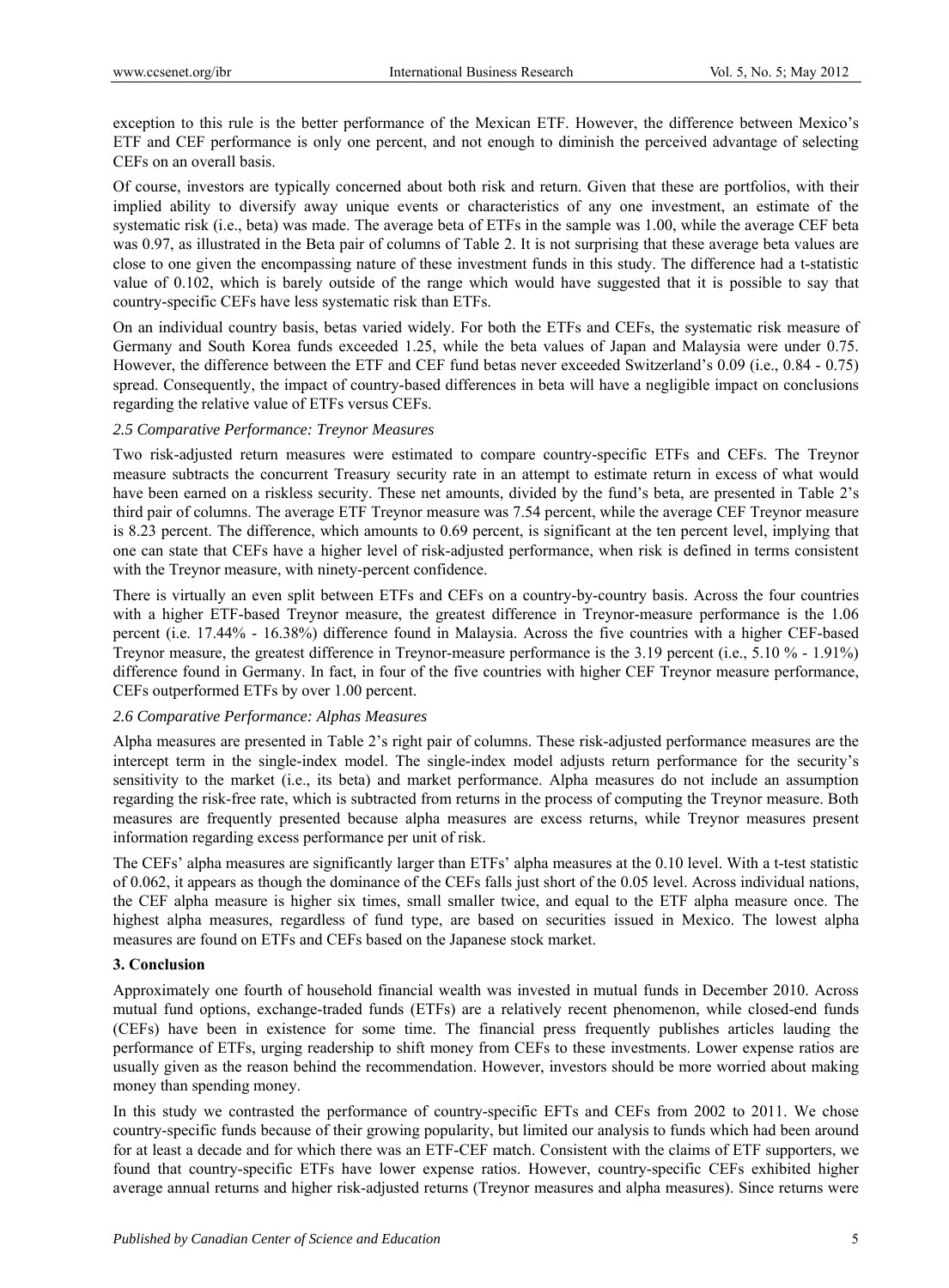exception to this rule is the better performance of the Mexican ETF. However, the difference between Mexico's ETF and CEF performance is only one percent, and not enough to diminish the perceived advantage of selecting CEFs on an overall basis.

Of course, investors are typically concerned about both risk and return. Given that these are portfolios, with their implied ability to diversify away unique events or characteristics of any one investment, an estimate of the systematic risk (i.e., beta) was made. The average beta of ETFs in the sample was 1.00, while the average CEF beta was 0.97, as illustrated in the Beta pair of columns of Table 2. It is not surprising that these average beta values are close to one given the encompassing nature of these investment funds in this study. The difference had a t-statistic value of 0.102, which is barely outside of the range which would have suggested that it is possible to say that country-specific CEFs have less systematic risk than ETFs.

On an individual country basis, betas varied widely. For both the ETFs and CEFs, the systematic risk measure of Germany and South Korea funds exceeded 1.25, while the beta values of Japan and Malaysia were under 0.75. However, the difference between the ETF and CEF fund betas never exceeded Switzerland's 0.09 (i.e., 0.84 - 0.75) spread. Consequently, the impact of country-based differences in beta will have a negligible impact on conclusions regarding the relative value of ETFs versus CEFs.

### *2.5 Comparative Performance: Treynor Measures*

Two risk-adjusted return measures were estimated to compare country-specific ETFs and CEFs. The Treynor measure subtracts the concurrent Treasury security rate in an attempt to estimate return in excess of what would have been earned on a riskless security. These net amounts, divided by the fund's beta, are presented in Table 2's third pair of columns. The average ETF Treynor measure was 7.54 percent, while the average CEF Treynor measure is 8.23 percent. The difference, which amounts to 0.69 percent, is significant at the ten percent level, implying that one can state that CEFs have a higher level of risk-adjusted performance, when risk is defined in terms consistent with the Treynor measure, with ninety-percent confidence.

There is virtually an even split between ETFs and CEFs on a country-by-country basis. Across the four countries with a higher ETF-based Treynor measure, the greatest difference in Treynor-measure performance is the 1.06 percent (i.e. 17.44% - 16.38%) difference found in Malaysia. Across the five countries with a higher CEF-based Treynor measure, the greatest difference in Treynor-measure performance is the 3.19 percent (i.e., 5.10 % - 1.91%) difference found in Germany. In fact, in four of the five countries with higher CEF Treynor measure performance, CEFs outperformed ETFs by over 1.00 percent.

### *2.6 Comparative Performance: Alphas Measures*

Alpha measures are presented in Table 2's right pair of columns. These risk-adjusted performance measures are the intercept term in the single-index model. The single-index model adjusts return performance for the security's sensitivity to the market (i.e., its beta) and market performance. Alpha measures do not include an assumption regarding the risk-free rate, which is subtracted from returns in the process of computing the Treynor measure. Both measures are frequently presented because alpha measures are excess returns, while Treynor measures present information regarding excess performance per unit of risk.

The CEFs' alpha measures are significantly larger than ETFs' alpha measures at the 0.10 level. With a t-test statistic of 0.062, it appears as though the dominance of the CEFs falls just short of the 0.05 level. Across individual nations, the CEF alpha measure is higher six times, small smaller twice, and equal to the ETF alpha measure once. The highest alpha measures, regardless of fund type, are based on securities issued in Mexico. The lowest alpha measures are found on ETFs and CEFs based on the Japanese stock market.

## 3. Conclusion

Approximately one fourth of household financial wealth was invested in mutual funds in December 2010. Across mutual fund options, exchange-traded funds (ETFs) are a relatively recent phenomenon, while closed-end funds (CEFs) have been in existence for some time. The financial press frequently publishes articles lauding the performance of ETFs, urging readership to shift money from CEFs to these investments. Lower expense ratios are usually given as the reason behind the recommendation. However, investors should be more worried about making money than spending money.

In this study we contrasted the performance of country-specific EFTs and CEFs from 2002 to 2011. We chose country-specific funds because of their growing popularity, but limited our analysis to funds which had been around for at least a decade and for which there was an ETF-CEF match. Consistent with the claims of ETF supporters, we found that country-specific ETFs have lower expense ratios. However, country-specific CEFs exhibited higher average annual returns and higher risk-adjusted returns (Treynor measures and alpha measures). Since returns were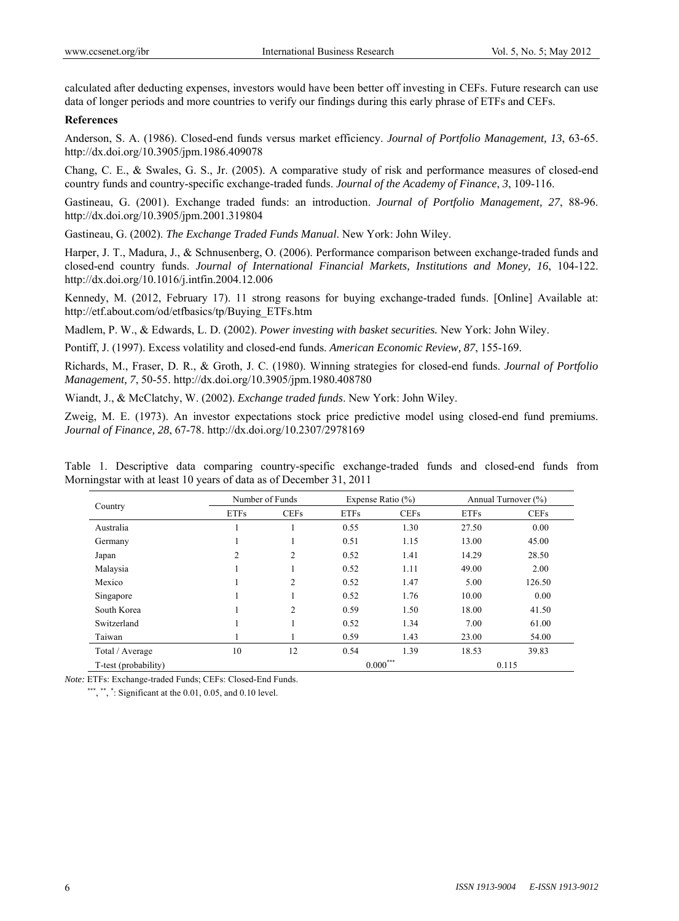calculated after deducting expenses, investors would have been better off investing in CEFs. Future research can use data of longer periods and more countries to verify our findings during this early phrase of ETFs and CEFs.

## References

Anderson, S. A. (1986). Closed-end funds versus market efficiency. *Journal of Portfolio Management, 13*, 63-65. http://dx.doi.org/10.3905/jpm.1986.409078

Chang, C. E., & Swales, G. S., Jr. (2005). A comparative study of risk and performance measures of closed-end country funds and country-specific exchange-traded funds. *Journal of the Academy of Finance*, *3*, 109-116.

Gastineau, G. (2001). Exchange traded funds: an introduction. *Journal of Portfolio Management, 27*, 88-96. http://dx.doi.org/10.3905/jpm.2001.319804

Gastineau, G. (2002). *The Exchange Traded Funds Manual*. New York: John Wiley.

Harper, J. T., Madura, J., & Schnusenberg, O. (2006). Performance comparison between exchange-traded funds and closed-end country funds. *Journal of International Financial Markets, Institutions and Money, 16*, 104-122. http://dx.doi.org/10.1016/j.intfin.2004.12.006

Kennedy, M. (2012, February 17). 11 strong reasons for buying exchange-traded funds. [Online] Available at: http://etf.about.com/od/etfbasics/tp/Buying_ETFs.htm

Madlem, P. W., & Edwards, L. D. (2002). *Power investing with basket securities*. New York: John Wiley.

Pontiff, J. (1997). Excess volatility and closed-end funds. *American Economic Review, 87*, 155-169.

Richards, M., Fraser, D. R., & Groth, J. C. (1980). Winning strategies for closed-end funds. *Journal of Portfolio Management, 7*, 50-55. http://dx.doi.org/10.3905/jpm.1980.408780

Wiandt, J., & McClatchy, W. (2002). *Exchange traded funds*. New York: John Wiley.

Zweig, M. E. (1973). An investor expectations stock price predictive model using closed-end fund premiums. *Journal of Finance, 28*, 67-78. http://dx.doi.org/10.2307/2978169

Table 1. Descriptive data comparing country-specific exchange-traded funds and closed-end funds from Morningstar with at least 10 years of data as of December 31, 2011

| Country | Number of Funds | | Expense Ratio (%) | | Annual Turnover (%) | |
|---|---|---|---|---|---|---|
| | ETFs | CEFs | ETFs | CEFs | ETFs | CEFs |
| Australia | 1 | 1 | 0.55 | 1.30 | 27.50 | 0.00 |
| Germany | 1 | 1 | 0.51 | 1.15 | 13.00 | 45.00 |
| Japan | 2 | 2 | 0.52 | 1.41 | 14.29 | 28.50 |
| Malaysia | 1 | 1 | 0.52 | 1.11 | 49.00 | 2.00 |
| Mexico | 1 | 2 | 0.52 | 1.47 | 5.00 | 126.50 |
| Singapore | 1 | 1 | 0.52 | 1.76 | 10.00 | 0.00 |
| South Korea | 1 | 2 | 0.59 | 1.50 | 18.00 | 41.50 |
| Switzerland | 1 | 1 | 0.52 | 1.34 | 7.00 | 61.00 |
| Taiwan | 1 | 1 | 0.59 | 1.43 | 23.00 | 54.00 |
| Total / Average | 10 | 12 | 0.54 | 1.39 | 18.53 | 39.83 |
| T-test (probability) | | | 0.000*** | | 0.115 | |

*Note:* ETFs: Exchange-traded Funds; CEFs: Closed-End Funds.

***, **, *: Significant at the 0.01, 0.05, and 0.10 level.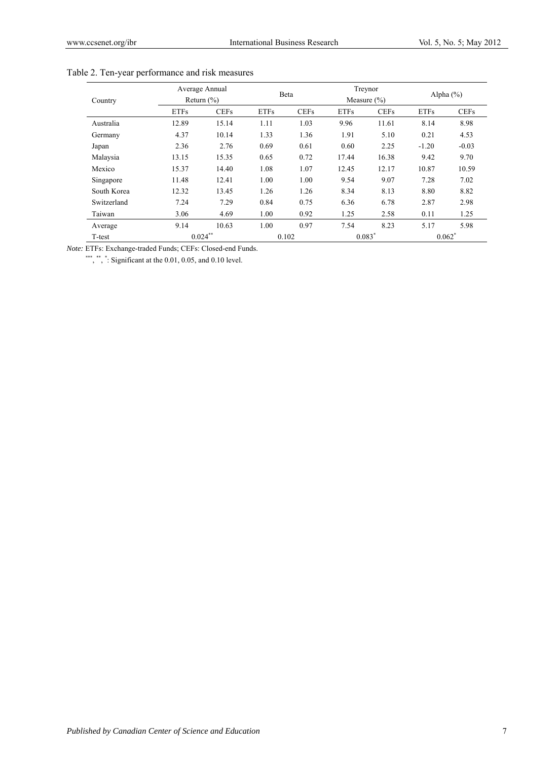Table 2. Ten-year performance and risk measures

| Country | Average Annual Return (%) | | Beta | | Treynor Measure (%) | | Alpha (%) | |
|---|---|---|---|---|---|---|---|---|
| | ETFs | CEFs | ETFs | CEFs | ETFs | CEFs | ETFs | CEFs |
| Australia | 12.89 | 15.14 | 1.11 | 1.03 | 9.96 | 11.61 | 8.14 | 8.98 |
| Germany | 4.37 | 10.14 | 1.33 | 1.36 | 1.91 | 5.10 | 0.21 | 4.53 |
| Japan | 2.36 | 2.76 | 0.69 | 0.61 | 0.60 | 2.25 | -1.20 | -0.03 |
| Malaysia | 13.15 | 15.35 | 0.65 | 0.72 | 17.44 | 16.38 | 9.42 | 9.70 |
| Mexico | 15.37 | 14.40 | 1.08 | 1.07 | 12.45 | 12.17 | 10.87 | 10.59 |
| Singapore | 11.48 | 12.41 | 1.00 | 1.00 | 9.54 | 9.07 | 7.28 | 7.02 |
| South Korea | 12.32 | 13.45 | 1.26 | 1.26 | 8.34 | 8.13 | 8.80 | 8.82 |
| Switzerland | 7.24 | 7.29 | 0.84 | 0.75 | 6.36 | 6.78 | 2.87 | 2.98 |
| Taiwan | 3.06 | 4.69 | 1.00 | 0.92 | 1.25 | 2.58 | 0.11 | 1.25 |
| Average | 9.14 | 10.63 | 1.00 | 0.97 | 7.54 | 8.23 | 5.17 | 5.98 |
| T-test | 0.024** | | 0.102 | | 0.083* | | 0.062* | |

*Note:* ETFs: Exchange-traded Funds; CEFs: Closed-end Funds.

***, **, *: Significant at the 0.01, 0.05, and 0.10 level.